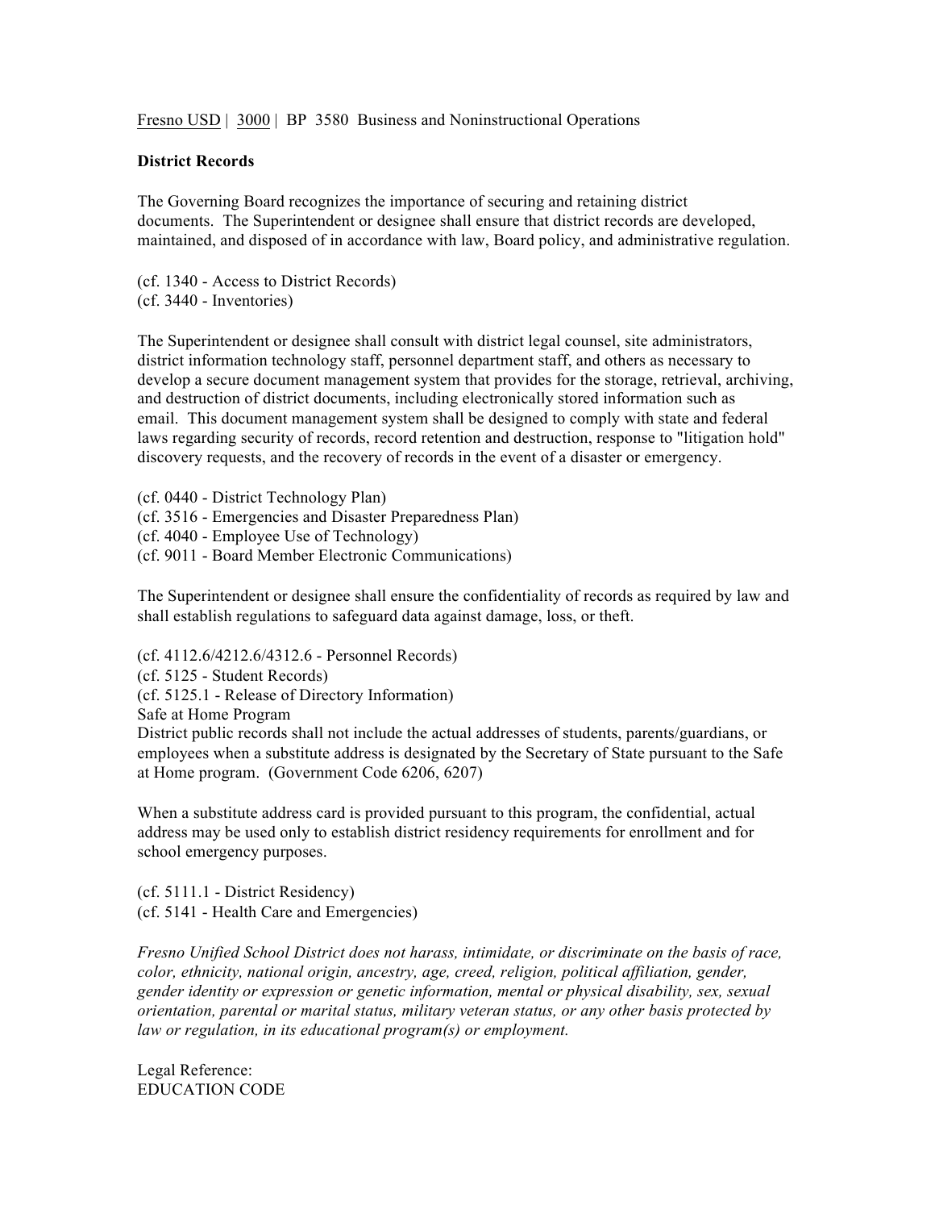Fresno USD | 3000 | BP 3580 Business and Noninstructional Operations

**District Records**

The Governing Board recognizes the importance of securing and retaining district documents. The Superintendent or designee shall ensure that district records are developed, maintained, and disposed of in accordance with law, Board policy, and administrative regulation.

(cf. 1340 - Access to District Records)
(cf. 3440 - Inventories)

The Superintendent or designee shall consult with district legal counsel, site administrators, district information technology staff, personnel department staff, and others as necessary to develop a secure document management system that provides for the storage, retrieval, archiving, and destruction of district documents, including electronically stored information such as email. This document management system shall be designed to comply with state and federal laws regarding security of records, record retention and destruction, response to "litigation hold" discovery requests, and the recovery of records in the event of a disaster or emergency.

(cf. 0440 - District Technology Plan)
(cf. 3516 - Emergencies and Disaster Preparedness Plan)
(cf. 4040 - Employee Use of Technology)
(cf. 9011 - Board Member Electronic Communications)

The Superintendent or designee shall ensure the confidentiality of records as required by law and shall establish regulations to safeguard data against damage, loss, or theft.

(cf. 4112.6/4212.6/4312.6 - Personnel Records)
(cf. 5125 - Student Records)
(cf. 5125.1 - Release of Directory Information)
Safe at Home Program
District public records shall not include the actual addresses of students, parents/guardians, or employees when a substitute address is designated by the Secretary of State pursuant to the Safe at Home program. (Government Code 6206, 6207)

When a substitute address card is provided pursuant to this program, the confidential, actual address may be used only to establish district residency requirements for enrollment and for school emergency purposes.

(cf. 5111.1 - District Residency)
(cf. 5141 - Health Care and Emergencies)

*Fresno Unified School District does not harass, intimidate, or discriminate on the basis of race, color, ethnicity, national origin, ancestry, age, creed, religion, political affiliation, gender, gender identity or expression or genetic information, mental or physical disability, sex, sexual orientation, parental or marital status, military veteran status, or any other basis protected by law or regulation, in its educational program(s) or employment.*

Legal Reference:
EDUCATION CODE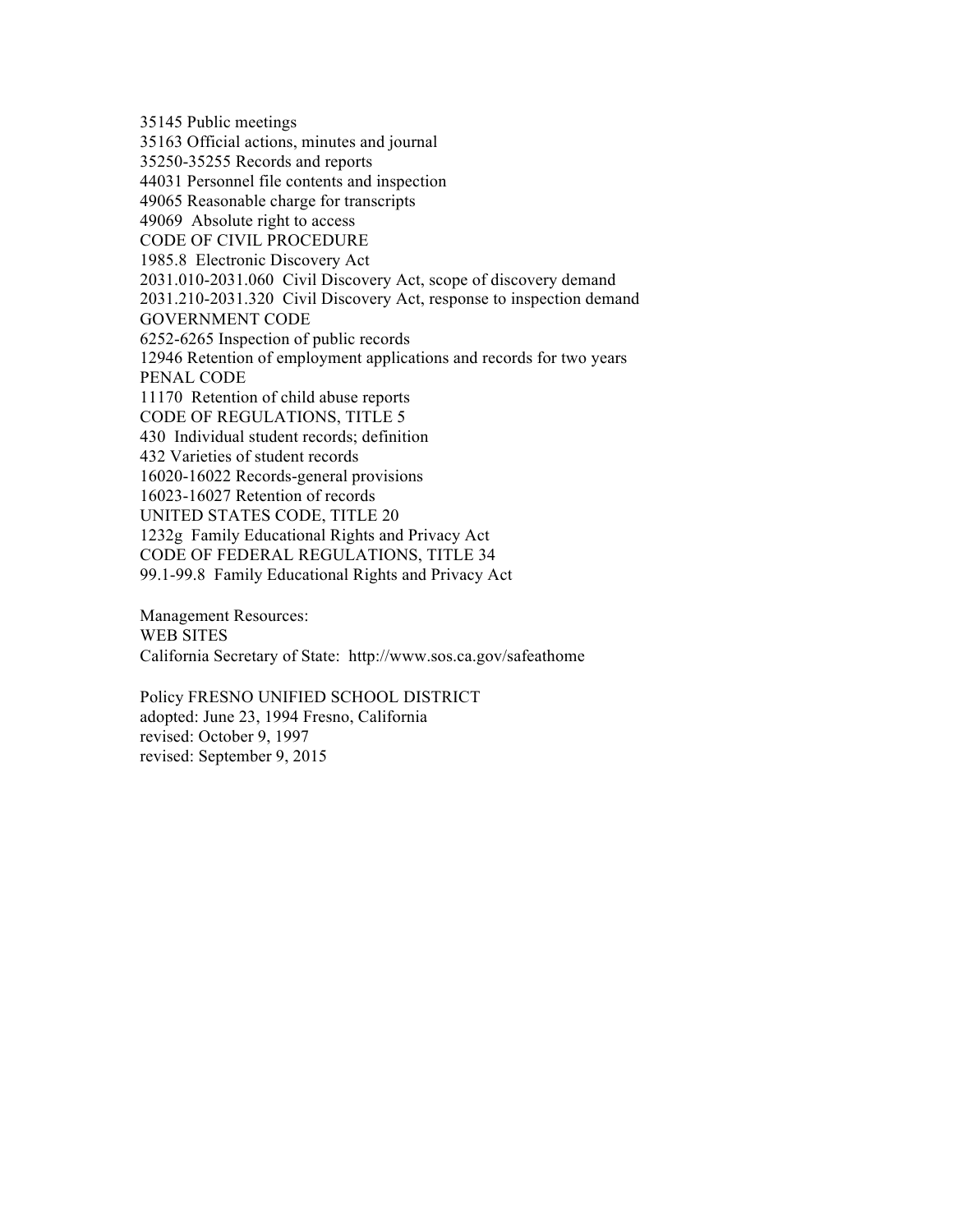35145 Public meetings  
35163 Official actions, minutes and journal  
35250-35255 Records and reports  
44031 Personnel file contents and inspection  
49065 Reasonable charge for transcripts  
49069 Absolute right to access  
CODE OF CIVIL PROCEDURE  
1985.8 Electronic Discovery Act  
2031.010-2031.060 Civil Discovery Act, scope of discovery demand  
2031.210-2031.320 Civil Discovery Act, response to inspection demand  
GOVERNMENT CODE  
6252-6265 Inspection of public records  
12946 Retention of employment applications and records for two years  
PENAL CODE  
11170 Retention of child abuse reports  
CODE OF REGULATIONS, TITLE 5  
430 Individual student records; definition  
432 Varieties of student records  
16020-16022 Records-general provisions  
16023-16027 Retention of records  
UNITED STATES CODE, TITLE 20  
1232g Family Educational Rights and Privacy Act  
CODE OF FEDERAL REGULATIONS, TITLE 34  
99.1-99.8 Family Educational Rights and Privacy Act

Management Resources:  
WEB SITES  
California Secretary of State: http://www.sos.ca.gov/safeathome

Policy FRESNO UNIFIED SCHOOL DISTRICT  
adopted: June 23, 1994 Fresno, California  
revised: October 9, 1997  
revised: September 9, 2015